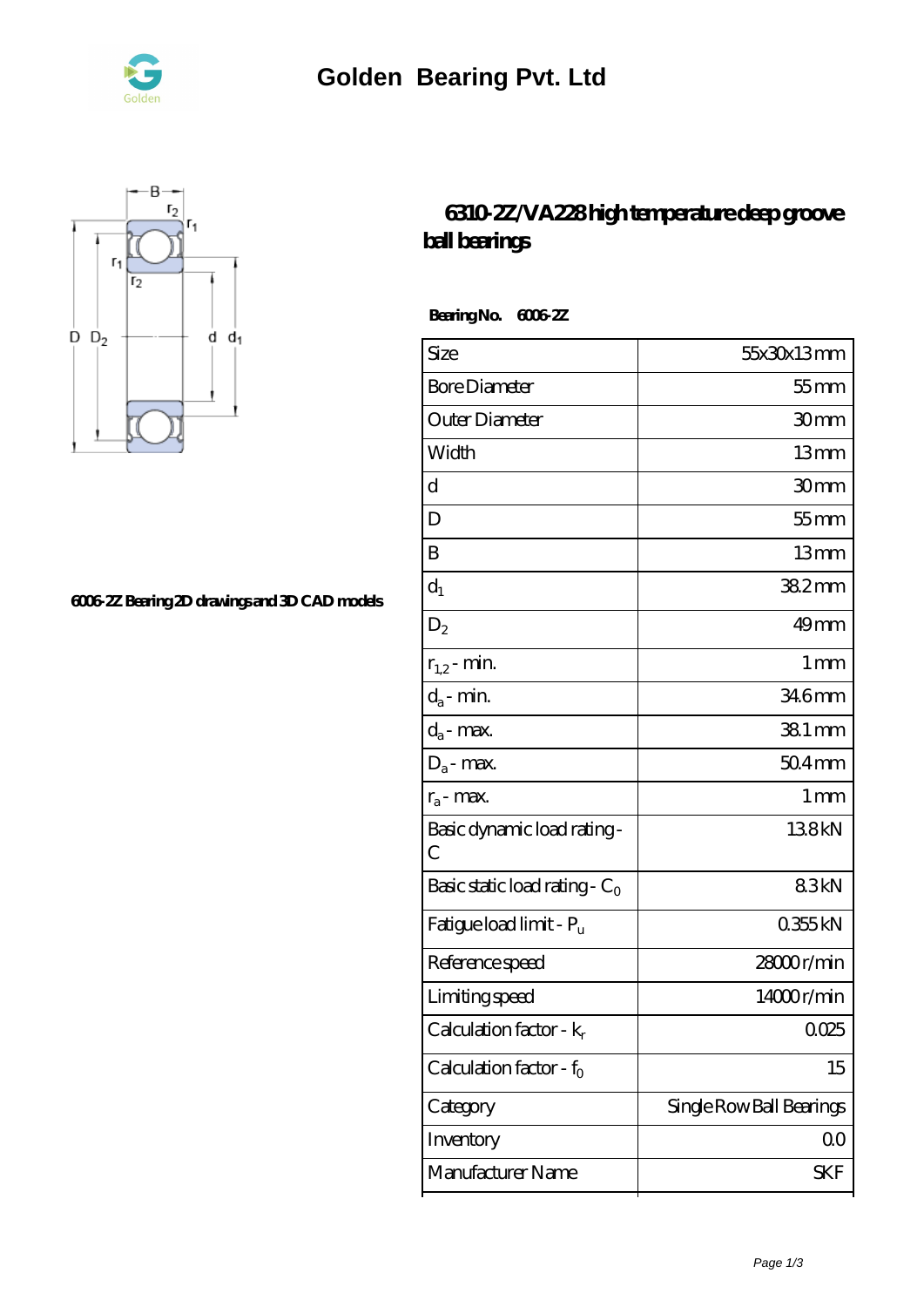# Golden Bearing Pvt. Ltd

## 6310-2Z/VA228 high temperature deep groove ball bearings

**Bearing No. 6006-2Z**

**6006-2Z Bearing 2D drawings and 3D CAD models**

| Size | 55x30x13 mm |
|---|---|
| Bore Diameter | 55 mm |
| Outer Diameter | 30 mm |
| Width | 13 mm |
| d | 30 mm |
| D | 55 mm |
| B | 13 mm |
| $d_1$ | 38.2 mm |
| $D_2$ | 49 mm |
| $r_{1,2}$ - min. | 1 mm |
| $d_a$ - min. | 34.6 mm |
| $d_a$ - max. | 38.1 mm |
| $D_a$ - max. | 50.4 mm |
| $r_a$ - max. | 1 mm |
| Basic dynamic load rating - C | 13.8 kN |
| Basic static load rating - $C_0$ | 8.3 kN |
| Fatigue load limit - $P_u$ | 0.355 kN |
| Reference speed | 28000 r/min |
| Limiting speed | 14000 r/min |
| Calculation factor - $k_r$ | 0.025 |
| Calculation factor - $f_0$ | 15 |
| Category | Single Row Ball Bearings |
| Inventory | 0.0 |
| Manufacturer Name | SKF |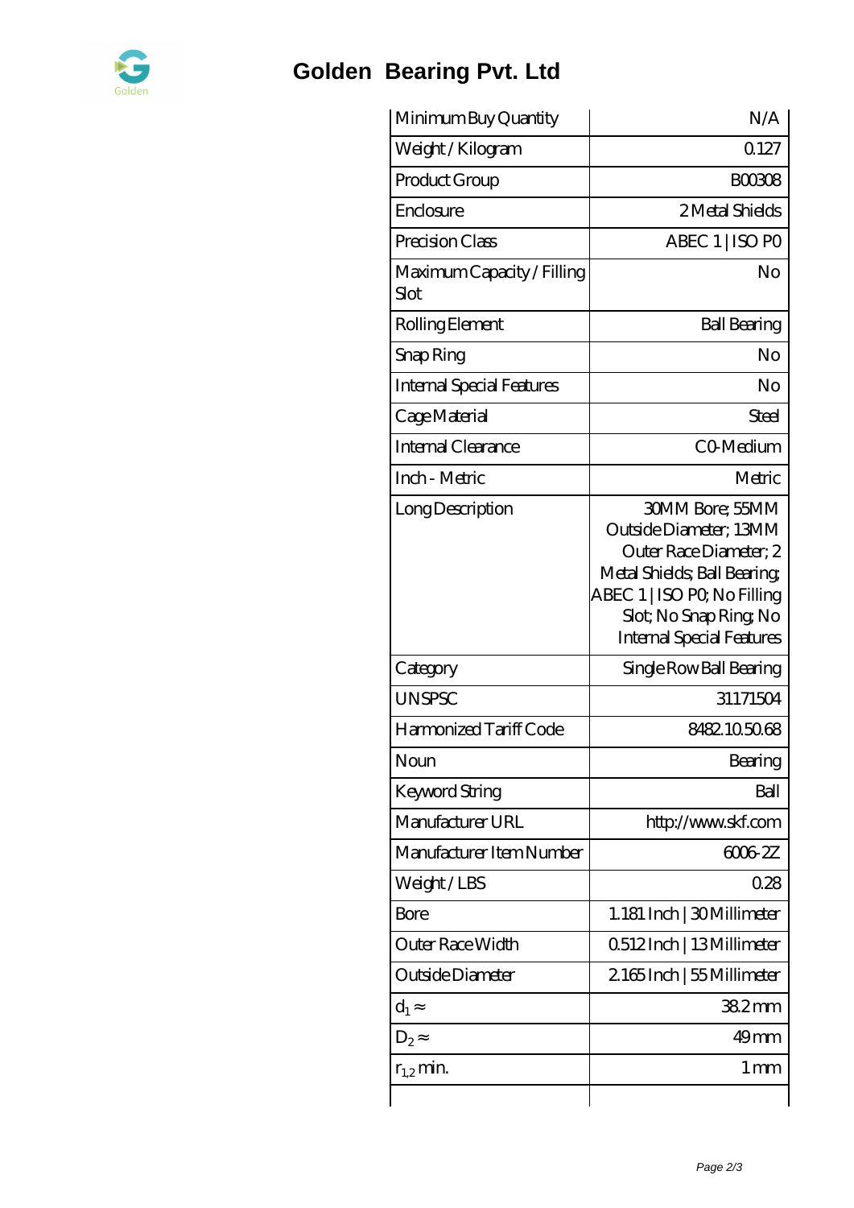# Golden Bearing Pvt. Ltd

| | |
|---|---|
| Minimum Buy Quantity | N/A |
| Weight / Kilogram | 0.127 |
| Product Group | B00308 |
| Enclosure | 2 Metal Shields |
| Precision Class | ABEC 1 \| ISO P0 |
| Maximum Capacity / Filling Slot | No |
| Rolling Element | Ball Bearing |
| Snap Ring | No |
| Internal Special Features | No |
| Cage Material | Steel |
| Internal Clearance | C0-Medium |
| Inch - Metric | Metric |
| Long Description | 30MM Bore; 55MM Outside Diameter; 13MM Outer Race Diameter; 2 Metal Shields; Ball Bearing; ABEC 1 \| ISO P0; No Filling Slot; No Snap Ring; No Internal Special Features |
| Category | Single Row Ball Bearing |
| UNSPSC | 31171504 |
| Harmonized Tariff Code | 8482.10.50.68 |
| Noun | Bearing |
| Keyword String | Ball |
| Manufacturer URL | http://www.skf.com |
| Manufacturer Item Number | 6006-2Z |
| Weight / LBS | 0.28 |
| Bore | 1.181 Inch \| 30 Millimeter |
| Outer Race Width | 0.512 Inch \| 13 Millimeter |
| Outside Diameter | 2.165 Inch \| 55 Millimeter |
| $d_1 \approx$ | 38.2 mm |
| $D_2 \approx$ | 49 mm |
| $r_{1,2}$ min. | 1 mm |
| | |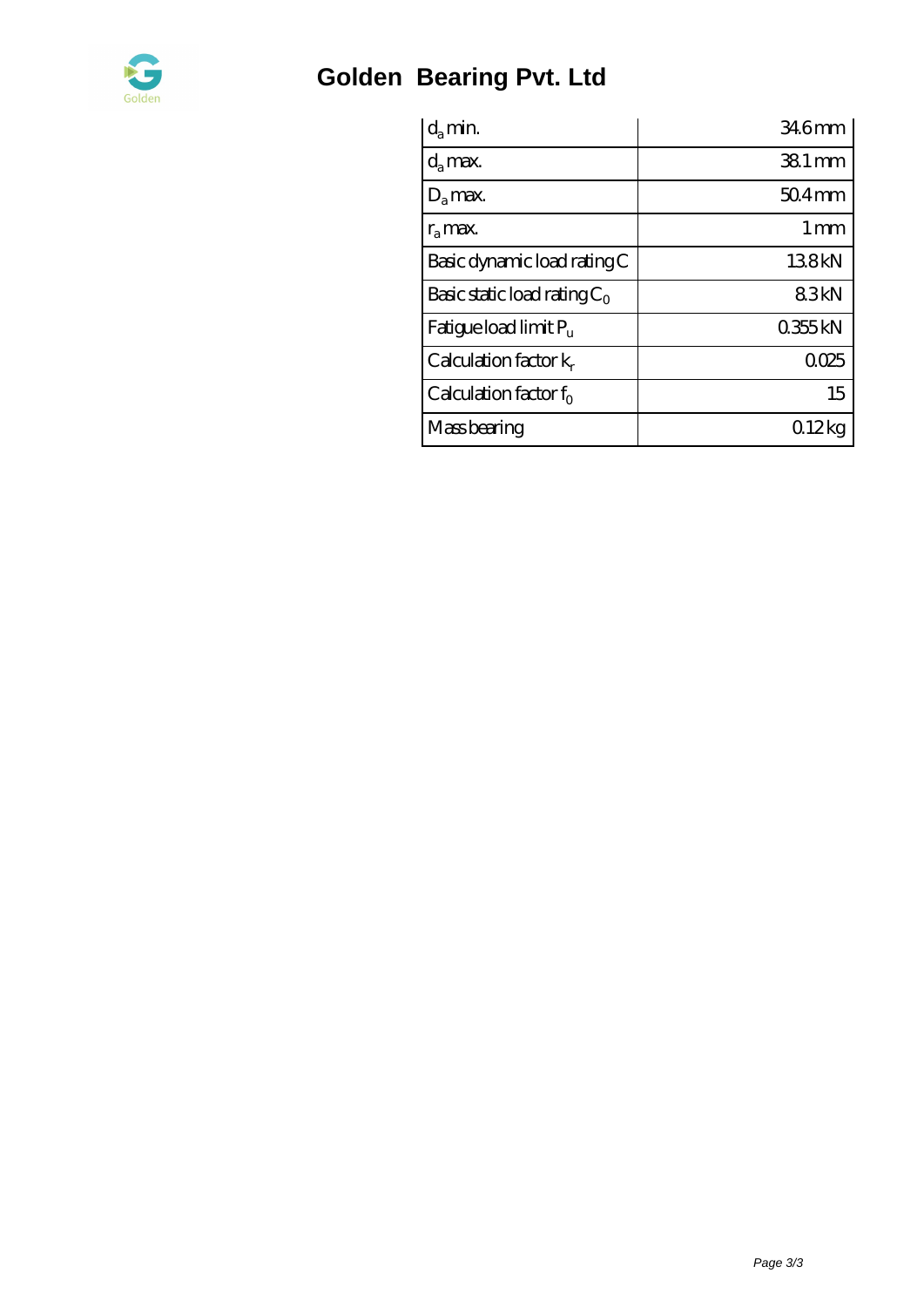| | |
|---|---|
| $d_a$ min. | 34.6 mm |
| $d_a$ max. | 38.1 mm |
| $D_a$ max. | 50.4 mm |
| $r_a$ max. | 1 mm |
| Basic dynamic load rating C | 13.8 kN |
| Basic static load rating $C_0$ | 8.3 kN |
| Fatigue load limit $P_u$ | 0.355 kN |
| Calculation factor $k_r$ | 0.025 |
| Calculation factor $f_0$ | 15 |
| Mass bearing | 0.12 kg |